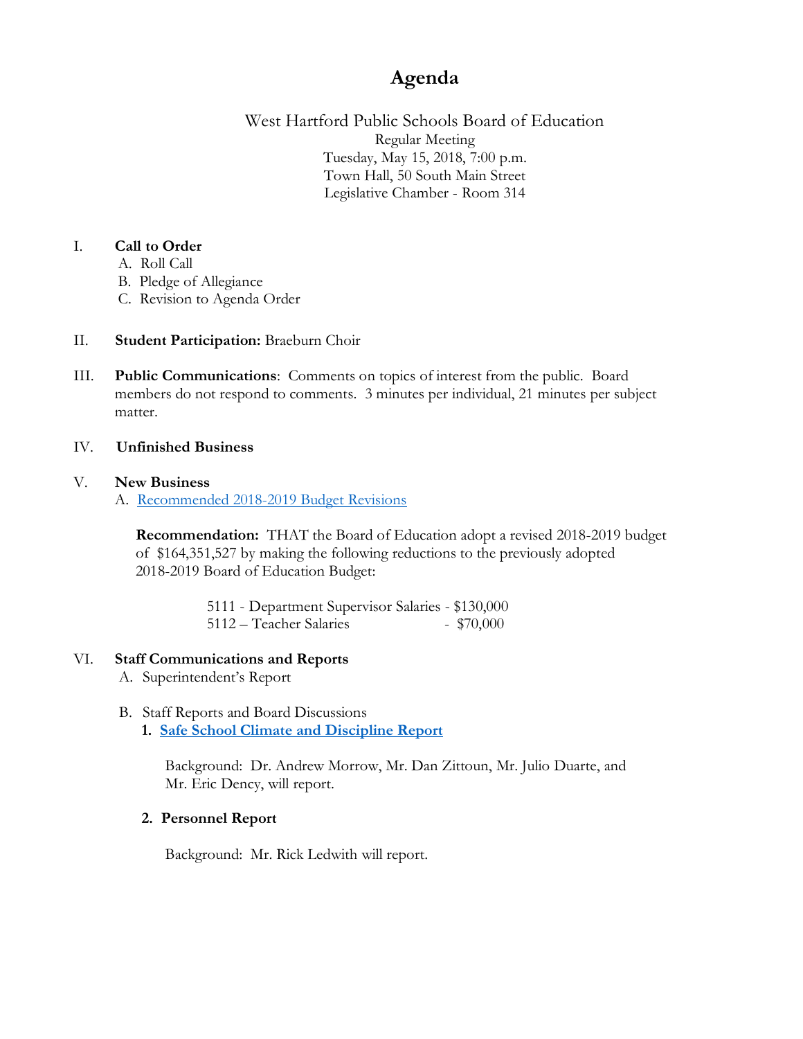# Agenda

West Hartford Public Schools Board of Education
Regular Meeting
Tuesday, May 15, 2018, 7:00 p.m.
Town Hall, 50 South Main Street
Legislative Chamber - Room 314

I. **Call to Order**
   A. Roll Call
   B. Pledge of Allegiance
   C. Revision to Agenda Order

II. **Student Participation:** Braeburn Choir

III. **Public Communications**: Comments on topics of interest from the public. Board members do not respond to comments. 3 minutes per individual, 21 minutes per subject matter.

IV. **Unfinished Business**

V. **New Business**
   A. Recommended 2018-2019 Budget Revisions

   **Recommendation:** THAT the Board of Education adopt a revised 2018-2019 budget of $164,351,527 by making the following reductions to the previously adopted 2018-2019 Board of Education Budget:

   5111 - Department Supervisor Salaries - $130,000
   5112 – Teacher Salaries - $70,000

VI. **Staff Communications and Reports**
   A. Superintendent's Report

   B. Staff Reports and Board Discussions
      **1. Safe School Climate and Discipline Report**

      Background: Dr. Andrew Morrow, Mr. Dan Zittoun, Mr. Julio Duarte, and Mr. Eric Dency, will report.

      **2. Personnel Report**

      Background: Mr. Rick Ledwith will report.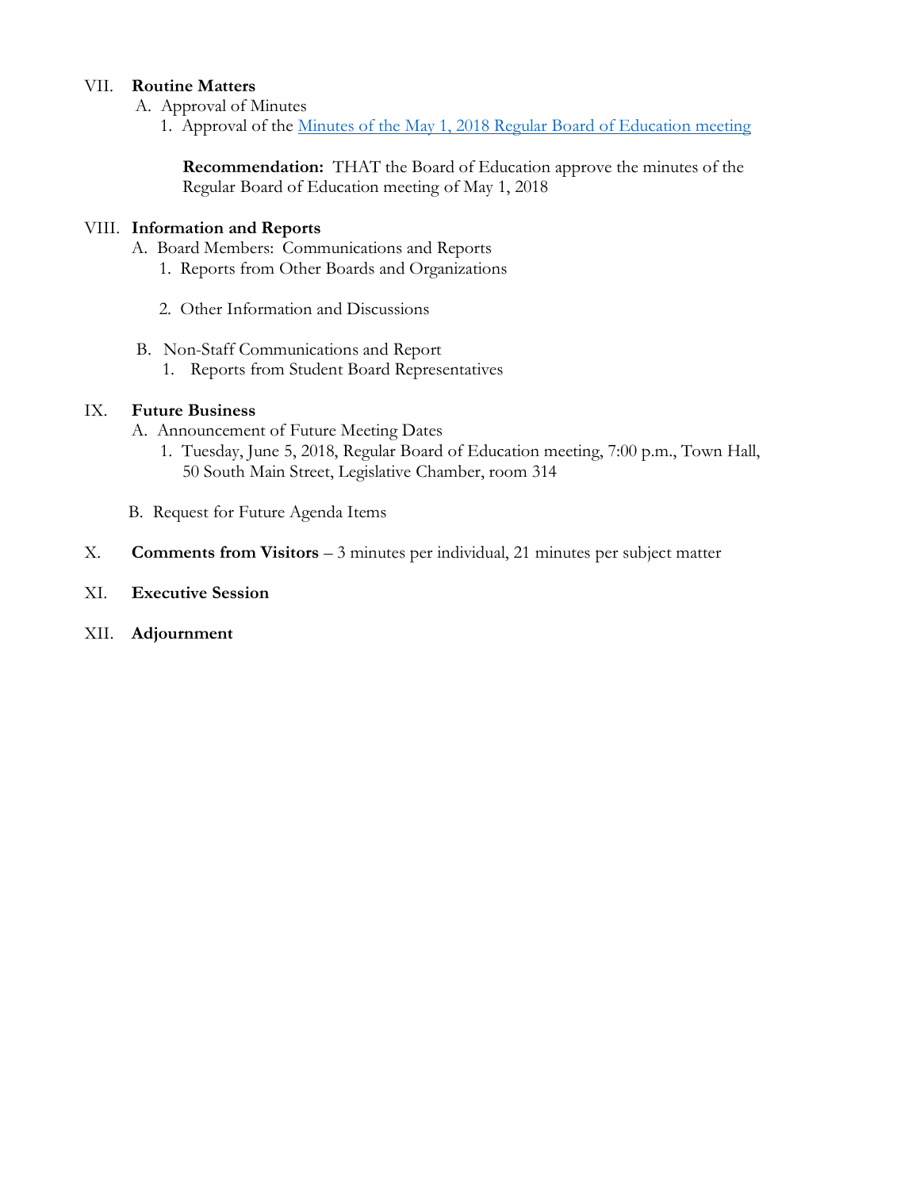VII. **Routine Matters**

A. Approval of Minutes

1. Approval of the Minutes of the May 1, 2018 Regular Board of Education meeting

**Recommendation:** THAT the Board of Education approve the minutes of the Regular Board of Education meeting of May 1, 2018

VIII. **Information and Reports**

A. Board Members: Communications and Reports

1. Reports from Other Boards and Organizations

2. Other Information and Discussions

B. Non-Staff Communications and Report

1. Reports from Student Board Representatives

IX. **Future Business**

A. Announcement of Future Meeting Dates

1. Tuesday, June 5, 2018, Regular Board of Education meeting, 7:00 p.m., Town Hall, 50 South Main Street, Legislative Chamber, room 314

B. Request for Future Agenda Items

X. **Comments from Visitors** – 3 minutes per individual, 21 minutes per subject matter

XI. **Executive Session**

XII. **Adjournment**